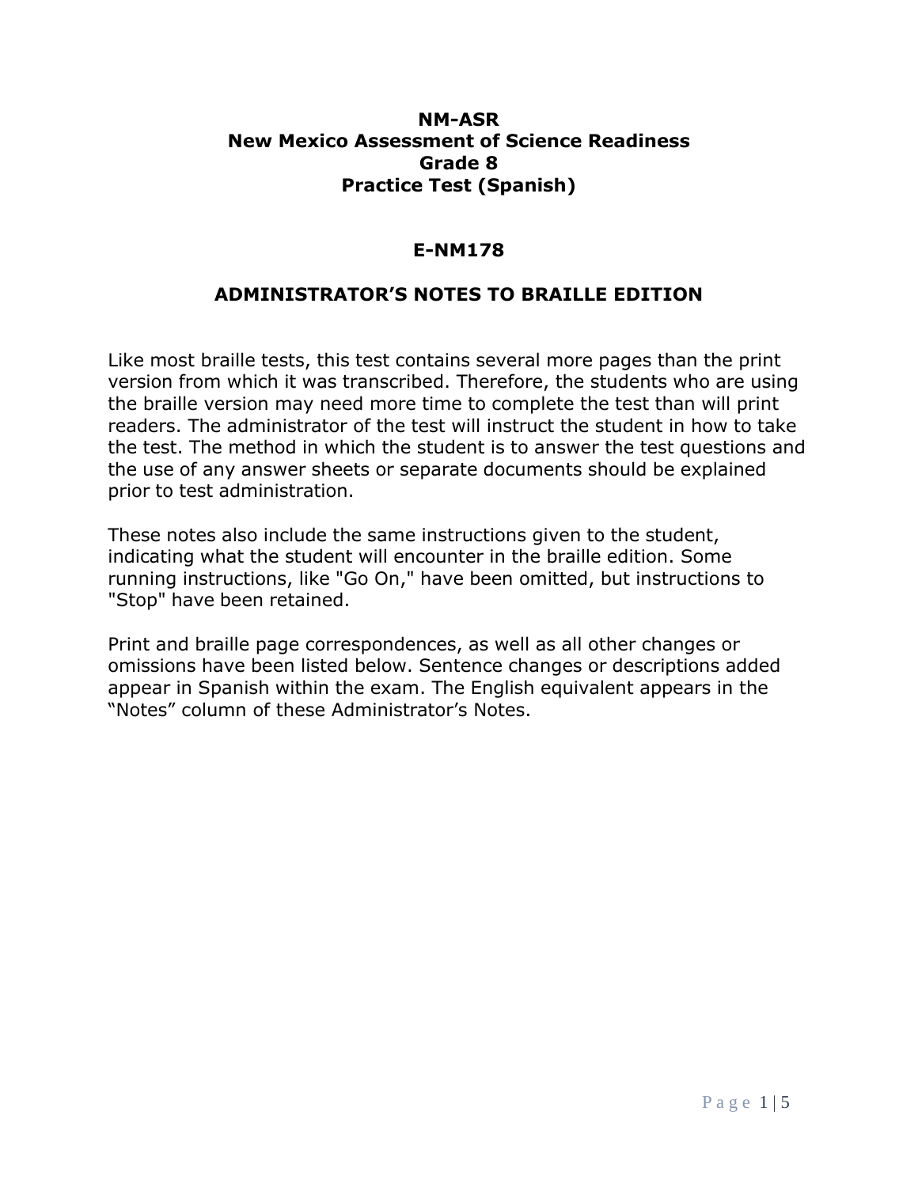# NM-ASR
# New Mexico Assessment of Science Readiness
# Grade 8
# Practice Test (Spanish)

## E-NM178

## ADMINISTRATOR'S NOTES TO BRAILLE EDITION

Like most braille tests, this test contains several more pages than the print version from which it was transcribed. Therefore, the students who are using the braille version may need more time to complete the test than will print readers. The administrator of the test will instruct the student in how to take the test. The method in which the student is to answer the test questions and the use of any answer sheets or separate documents should be explained prior to test administration.

These notes also include the same instructions given to the student, indicating what the student will encounter in the braille edition. Some running instructions, like "Go On," have been omitted, but instructions to "Stop" have been retained.

Print and braille page correspondences, as well as all other changes or omissions have been listed below. Sentence changes or descriptions added appear in Spanish within the exam. The English equivalent appears in the "Notes" column of these Administrator's Notes.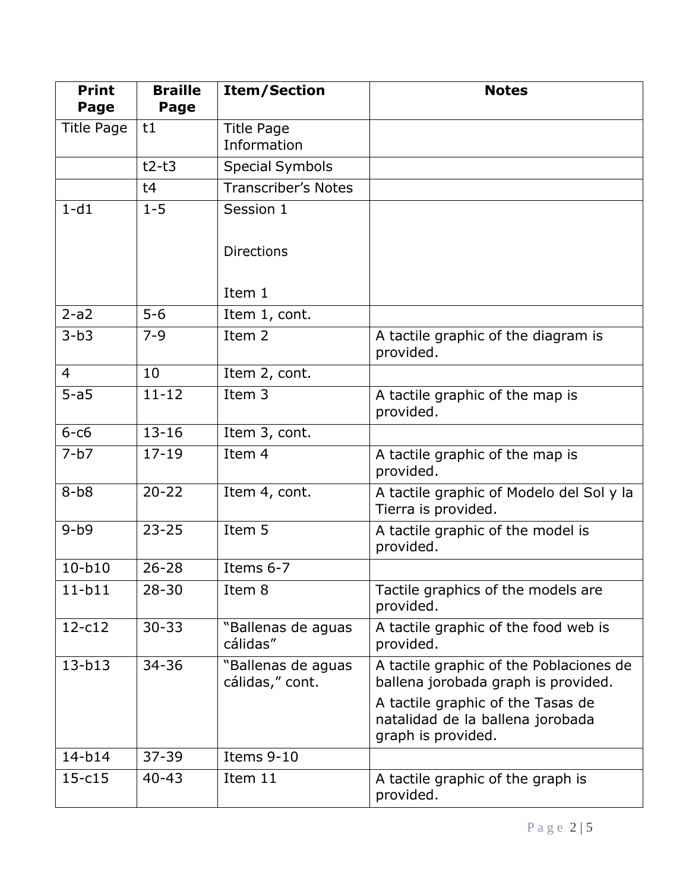| Print Page | Braille Page | Item/Section | Notes |
| --- | --- | --- | --- |
| Title Page | t1 | Title Page Information | |
| | t2-t3 | Special Symbols | |
| | t4 | Transcriber's Notes | |
| 1-d1 | 1-5 | Session 1<br><br>Directions<br><br>Item 1 | |
| 2-a2 | 5-6 | Item 1, cont. | |
| 3-b3 | 7-9 | Item 2 | A tactile graphic of the diagram is provided. |
| 4 | 10 | Item 2, cont. | |
| 5-a5 | 11-12 | Item 3 | A tactile graphic of the map is provided. |
| 6-c6 | 13-16 | Item 3, cont. | |
| 7-b7 | 17-19 | Item 4 | A tactile graphic of the map is provided. |
| 8-b8 | 20-22 | Item 4, cont. | A tactile graphic of Modelo del Sol y la Tierra is provided. |
| 9-b9 | 23-25 | Item 5 | A tactile graphic of the model is provided. |
| 10-b10 | 26-28 | Items 6-7 | |
| 11-b11 | 28-30 | Item 8 | Tactile graphics of the models are provided. |
| 12-c12 | 30-33 | "Ballenas de aguas cálidas" | A tactile graphic of the food web is provided. |
| 13-b13 | 34-36 | "Ballenas de aguas cálidas," cont. | A tactile graphic of the Poblaciones de ballena jorobada graph is provided.<br>A tactile graphic of the Tasas de natalidad de la ballena jorobada graph is provided. |
| 14-b14 | 37-39 | Items 9-10 | |
| 15-c15 | 40-43 | Item 11 | A tactile graphic of the graph is provided. |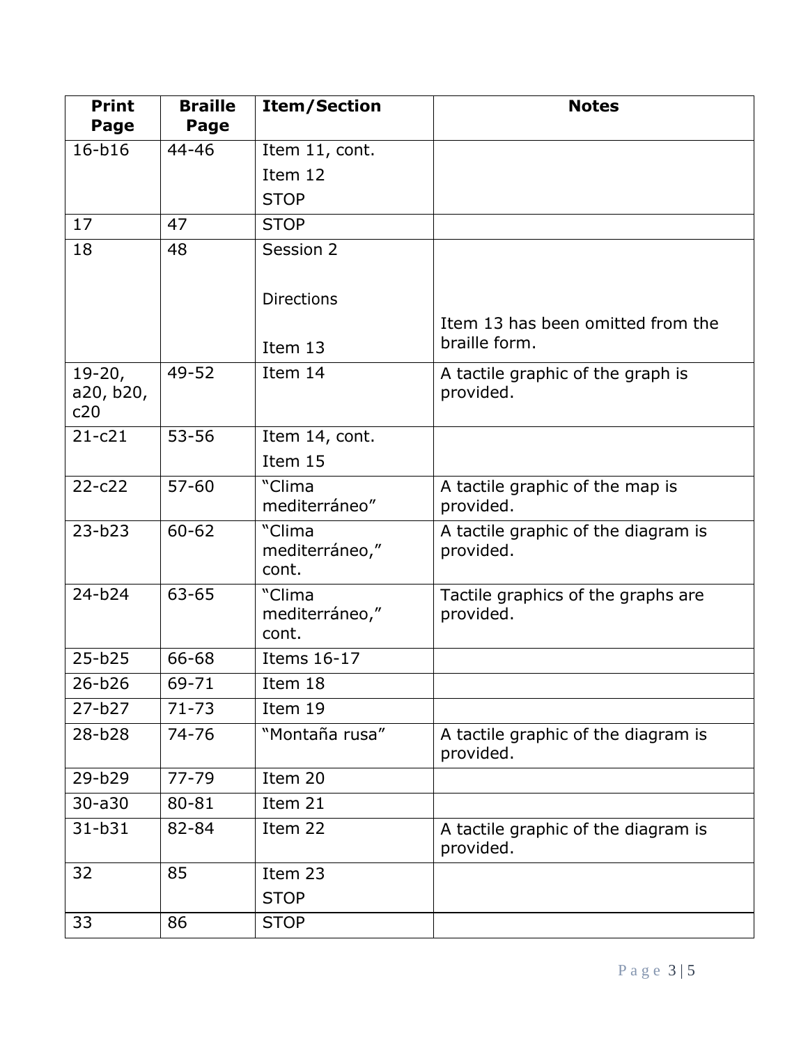| Print Page | Braille Page | Item/Section | Notes |
|---|---|---|---|
| 16-b16 | 44-46 | Item 11, cont.<br>Item 12<br>STOP | |
| 17 | 47 | STOP | |
| 18 | 48 | Session 2<br><br>Directions<br><br>Item 13 | Item 13 has been omitted from the braille form. |
| 19-20, a20, b20, c20 | 49-52 | Item 14 | A tactile graphic of the graph is provided. |
| 21-c21 | 53-56 | Item 14, cont.<br>Item 15 | |
| 22-c22 | 57-60 | "Clima mediterráneo" | A tactile graphic of the map is provided. |
| 23-b23 | 60-62 | "Clima mediterráneo," cont. | A tactile graphic of the diagram is provided. |
| 24-b24 | 63-65 | "Clima mediterráneo," cont. | Tactile graphics of the graphs are provided. |
| 25-b25 | 66-68 | Items 16-17 | |
| 26-b26 | 69-71 | Item 18 | |
| 27-b27 | 71-73 | Item 19 | |
| 28-b28 | 74-76 | "Montaña rusa" | A tactile graphic of the diagram is provided. |
| 29-b29 | 77-79 | Item 20 | |
| 30-a30 | 80-81 | Item 21 | |
| 31-b31 | 82-84 | Item 22 | A tactile graphic of the diagram is provided. |
| 32 | 85 | Item 23<br>STOP | |
| 33 | 86 | STOP | |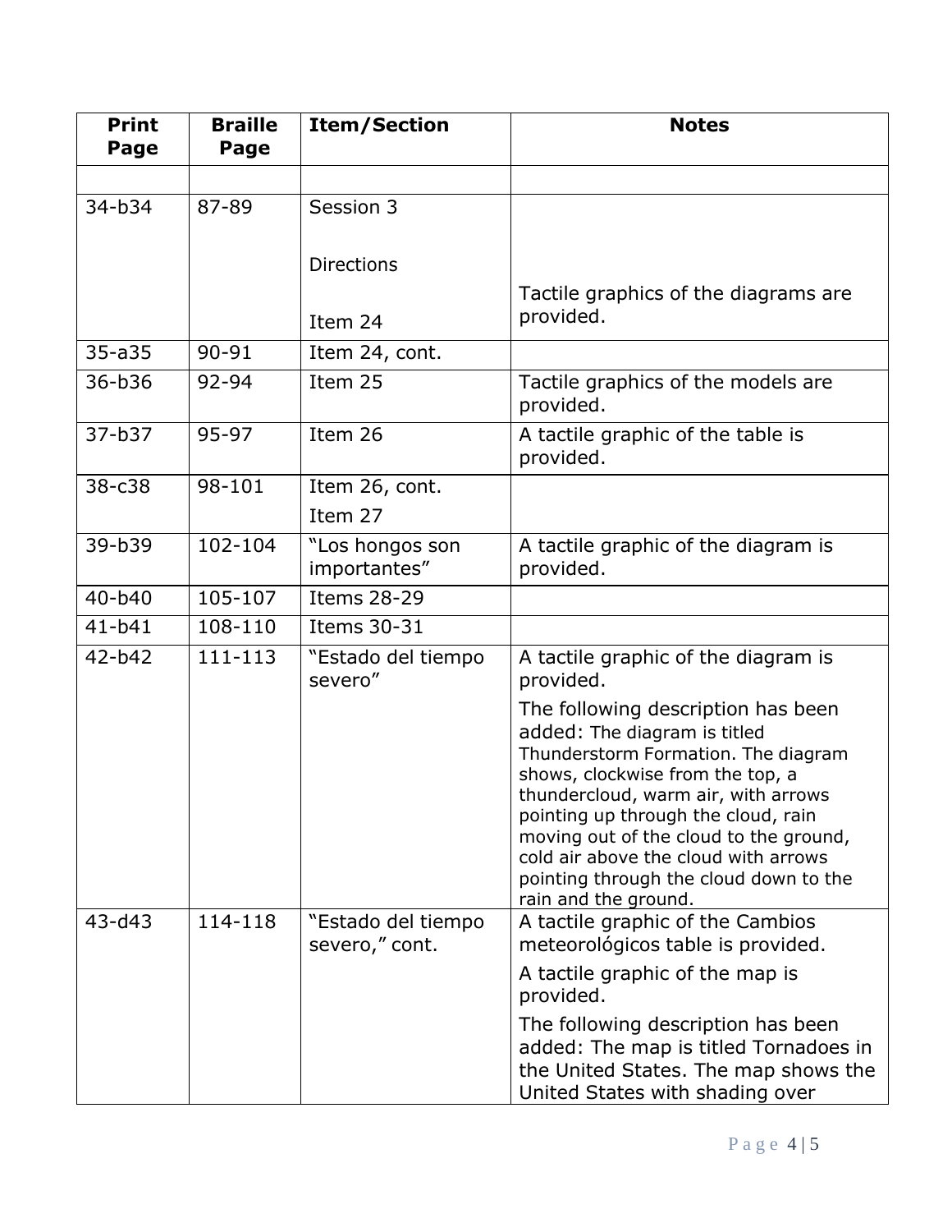| Print Page | Braille Page | Item/Section | Notes |
|---|---|---|---|
| | | | |
| 34-b34 | 87-89 | Session 3<br><br>Directions<br><br>Item 24 | Tactile graphics of the diagrams are provided. |
| 35-a35 | 90-91 | Item 24, cont. | |
| 36-b36 | 92-94 | Item 25 | Tactile graphics of the models are provided. |
| 37-b37 | 95-97 | Item 26 | A tactile graphic of the table is provided. |
| 38-c38 | 98-101 | Item 26, cont.<br>Item 27 | |
| 39-b39 | 102-104 | "Los hongos son importantes" | A tactile graphic of the diagram is provided. |
| 40-b40 | 105-107 | Items 28-29 | |
| 41-b41 | 108-110 | Items 30-31 | |
| 42-b42 | 111-113 | "Estado del tiempo severo" | A tactile graphic of the diagram is provided.<br>The following description has been added: The diagram is titled Thunderstorm Formation. The diagram shows, clockwise from the top, a thundercloud, warm air, with arrows pointing up through the cloud, rain moving out of the cloud to the ground, cold air above the cloud with arrows pointing through the cloud down to the rain and the ground. |
| 43-d43 | 114-118 | "Estado del tiempo severo," cont. | A tactile graphic of the Cambios meteorológicos table is provided.<br>A tactile graphic of the map is provided.<br>The following description has been added: The map is titled Tornadoes in the United States. The map shows the United States with shading over |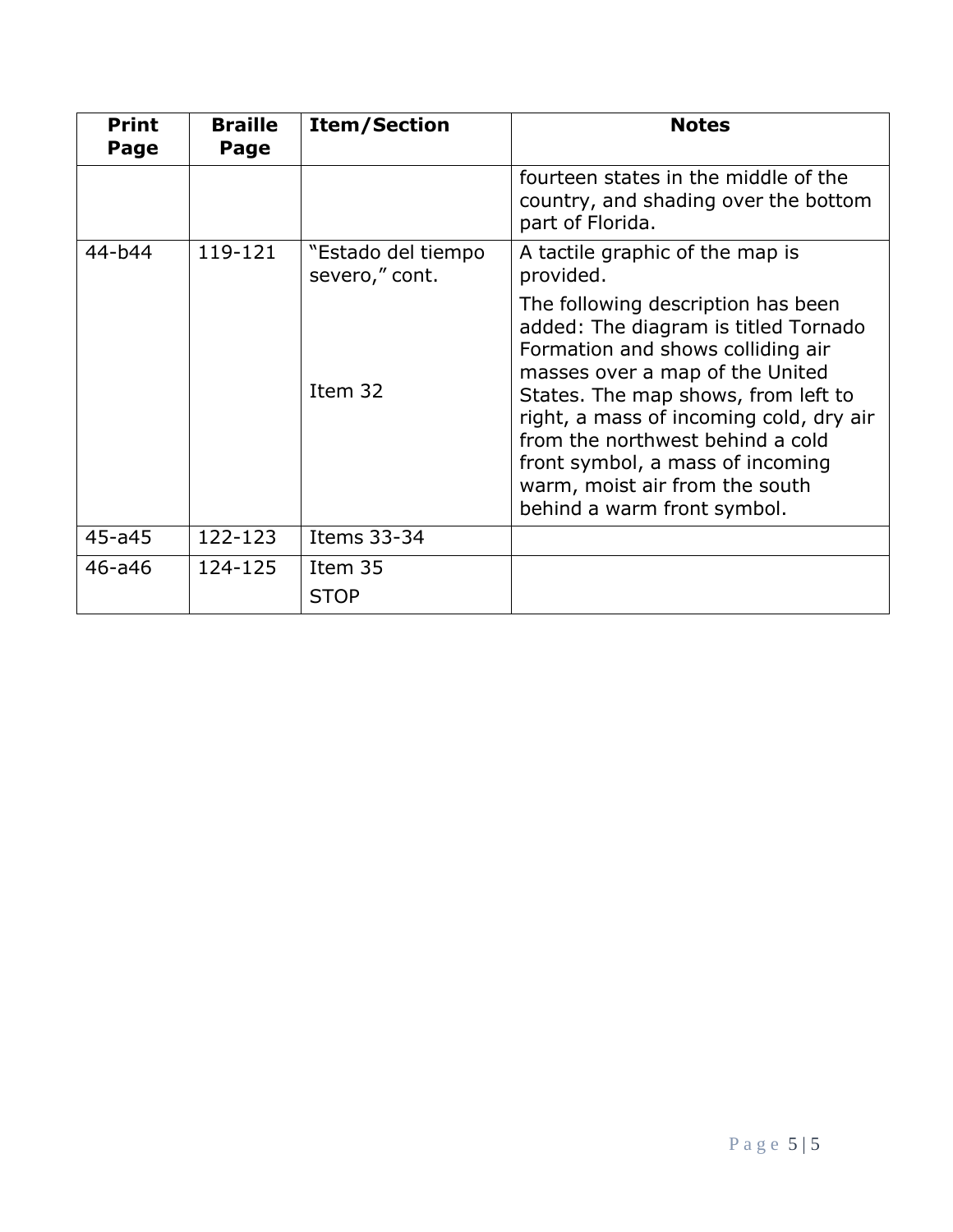| Print Page | Braille Page | Item/Section | Notes |
|---|---|---|---|
| | | | fourteen states in the middle of the country, and shading over the bottom part of Florida. |
| 44-b44 | 119-121 | "Estado del tiempo severo," cont.<br><br>Item 32 | A tactile graphic of the map is provided.<br><br>The following description has been added: The diagram is titled Tornado Formation and shows colliding air masses over a map of the United States. The map shows, from left to right, a mass of incoming cold, dry air from the northwest behind a cold front symbol, a mass of incoming warm, moist air from the south behind a warm front symbol. |
| 45-a45 | 122-123 | Items 33-34 | |
| 46-a46 | 124-125 | Item 35<br><br>STOP | |